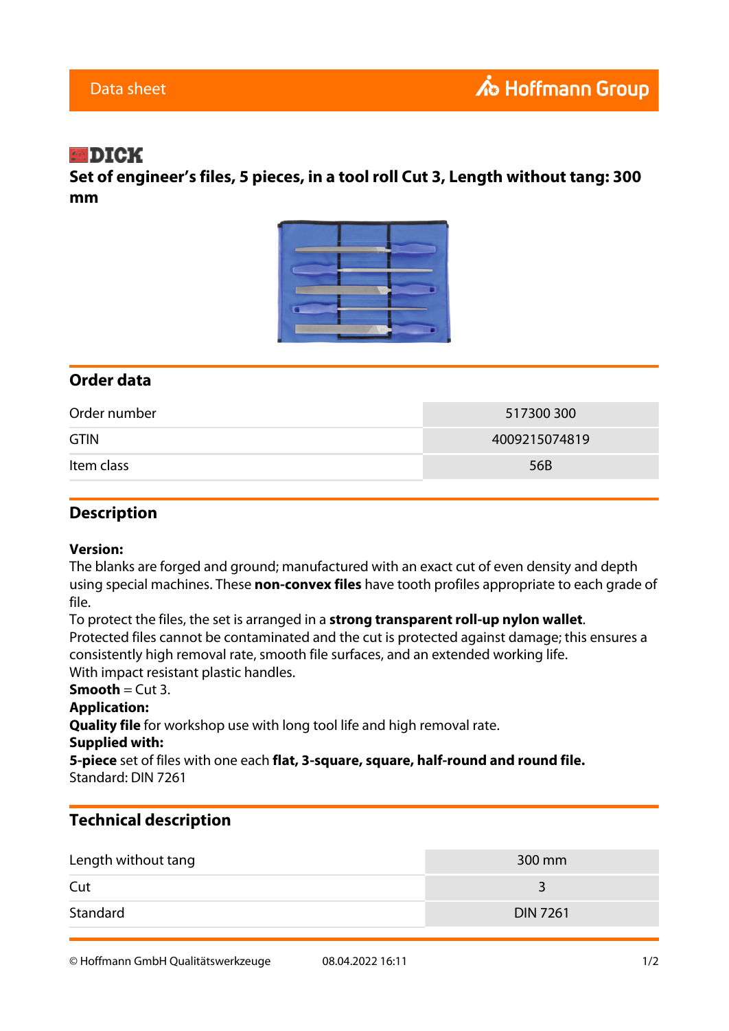Data sheet

Hoffmann Group

DICK

# Set of engineer's files, 5 pieces, in a tool roll Cut 3, Length without tang: 300 mm

## Order data

| | |
|---|---|
| Order number | 517300 300 |
| GTIN | 4009215074819 |
| Item class | 56B |

## Description

**Version:**
The blanks are forged and ground; manufactured with an exact cut of even density and depth using special machines. These **non-convex files** have tooth profiles appropriate to each grade of file.
To protect the files, the set is arranged in a **strong transparent roll-up nylon wallet**.
Protected files cannot be contaminated and the cut is protected against damage; this ensures a consistently high removal rate, smooth file surfaces, and an extended working life.
With impact resistant plastic handles.
**Smooth** = Cut 3.
**Application:**
**Quality file** for workshop use with long tool life and high removal rate.
**Supplied with:**
**5-piece** set of files with one each **flat, 3-square, square, half-round and round file.**
Standard: DIN 7261

## Technical description

| | |
|---|---|
| Length without tang | 300 mm |
| Cut | 3 |
| Standard | DIN 7261 |

© Hoffmann GmbH Qualitätswerkzeuge 08.04.2022 16:11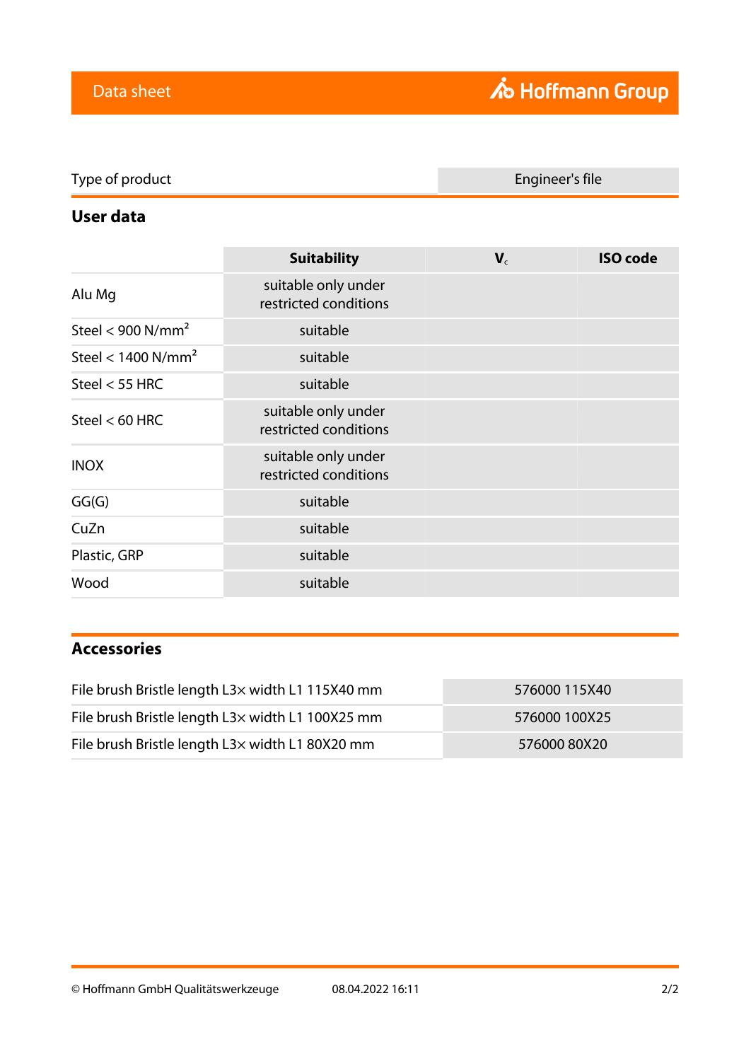| Type of product | Engineer's file |
|---|---|

## User data

| | Suitability | $V_c$ | ISO code |
|---|---|---|---|
| Alu Mg | suitable only under restricted conditions | | |
| Steel < 900 N/mm² | suitable | | |
| Steel < 1400 N/mm² | suitable | | |
| Steel < 55 HRC | suitable | | |
| Steel < 60 HRC | suitable only under restricted conditions | | |
| INOX | suitable only under restricted conditions | | |
| GG(G) | suitable | | |
| CuZn | suitable | | |
| Plastic, GRP | suitable | | |
| Wood | suitable | | |

## Accessories

| | |
|---|---|
| File brush Bristle length L3× width L1 115X40 mm | 576000 115X40 |
| File brush Bristle length L3× width L1 100X25 mm | 576000 100X25 |
| File brush Bristle length L3× width L1 80X20 mm | 576000 80X20 |